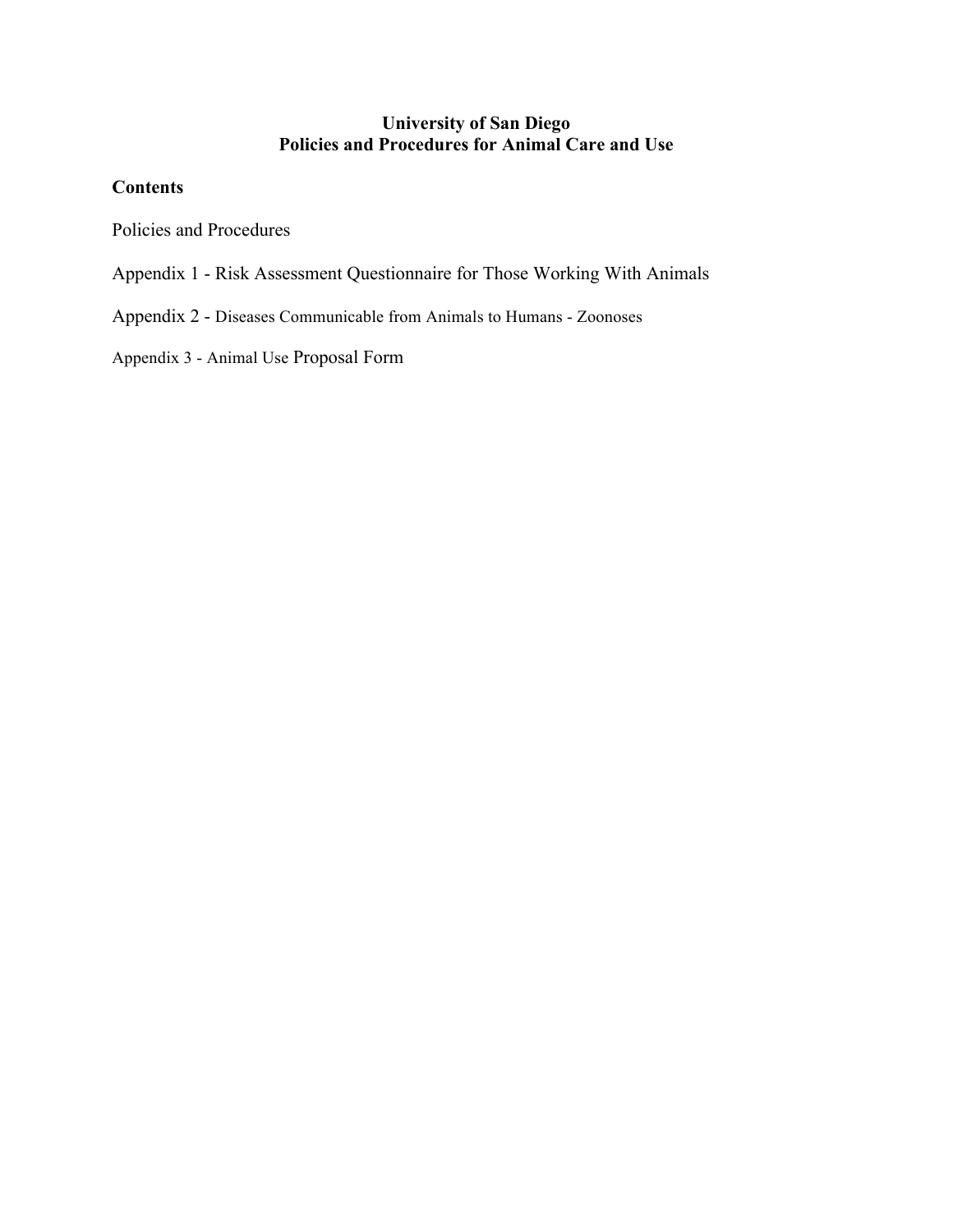# University of San Diego
# Policies and Procedures for Animal Care and Use

## Contents

Policies and Procedures

Appendix 1 - Risk Assessment Questionnaire for Those Working With Animals

Appendix 2 - Diseases Communicable from Animals to Humans - Zoonoses

Appendix 3 - Animal Use Proposal Form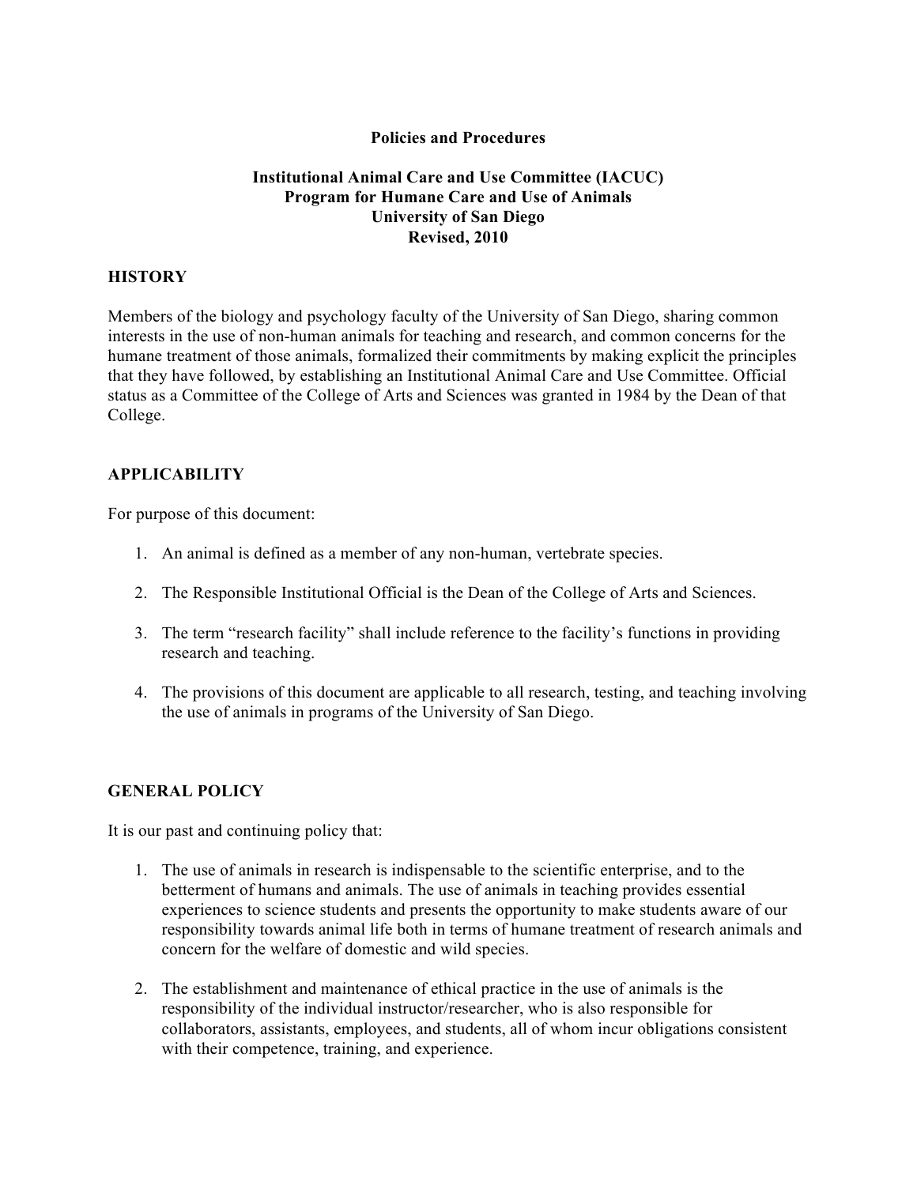**Policies and Procedures**

**Institutional Animal Care and Use Committee (IACUC)**
**Program for Humane Care and Use of Animals**
**University of San Diego**
**Revised, 2010**

## HISTORY

Members of the biology and psychology faculty of the University of San Diego, sharing common interests in the use of non-human animals for teaching and research, and common concerns for the humane treatment of those animals, formalized their commitments by making explicit the principles that they have followed, by establishing an Institutional Animal Care and Use Committee. Official status as a Committee of the College of Arts and Sciences was granted in 1984 by the Dean of that College.

## APPLICABILITY

For purpose of this document:

1. An animal is defined as a member of any non-human, vertebrate species.

2. The Responsible Institutional Official is the Dean of the College of Arts and Sciences.

3. The term "research facility" shall include reference to the facility's functions in providing research and teaching.

4. The provisions of this document are applicable to all research, testing, and teaching involving the use of animals in programs of the University of San Diego.

## GENERAL POLICY

It is our past and continuing policy that:

1. The use of animals in research is indispensable to the scientific enterprise, and to the betterment of humans and animals. The use of animals in teaching provides essential experiences to science students and presents the opportunity to make students aware of our responsibility towards animal life both in terms of humane treatment of research animals and concern for the welfare of domestic and wild species.

2. The establishment and maintenance of ethical practice in the use of animals is the responsibility of the individual instructor/researcher, who is also responsible for collaborators, assistants, employees, and students, all of whom incur obligations consistent with their competence, training, and experience.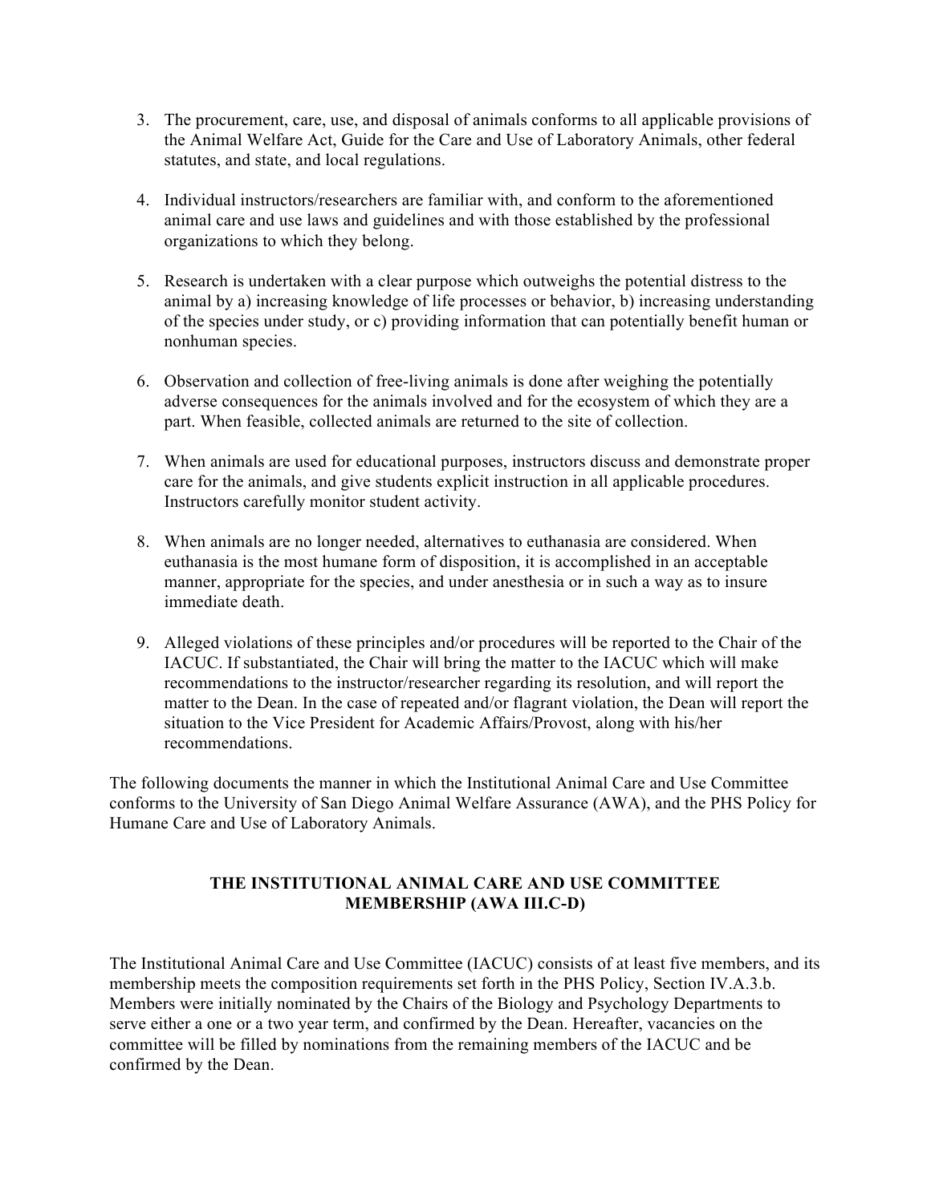3. The procurement, care, use, and disposal of animals conforms to all applicable provisions of the Animal Welfare Act, Guide for the Care and Use of Laboratory Animals, other federal statutes, and state, and local regulations.

4. Individual instructors/researchers are familiar with, and conform to the aforementioned animal care and use laws and guidelines and with those established by the professional organizations to which they belong.

5. Research is undertaken with a clear purpose which outweighs the potential distress to the animal by a) increasing knowledge of life processes or behavior, b) increasing understanding of the species under study, or c) providing information that can potentially benefit human or nonhuman species.

6. Observation and collection of free-living animals is done after weighing the potentially adverse consequences for the animals involved and for the ecosystem of which they are a part. When feasible, collected animals are returned to the site of collection.

7. When animals are used for educational purposes, instructors discuss and demonstrate proper care for the animals, and give students explicit instruction in all applicable procedures. Instructors carefully monitor student activity.

8. When animals are no longer needed, alternatives to euthanasia are considered. When euthanasia is the most humane form of disposition, it is accomplished in an acceptable manner, appropriate for the species, and under anesthesia or in such a way as to insure immediate death.

9. Alleged violations of these principles and/or procedures will be reported to the Chair of the IACUC. If substantiated, the Chair will bring the matter to the IACUC which will make recommendations to the instructor/researcher regarding its resolution, and will report the matter to the Dean. In the case of repeated and/or flagrant violation, the Dean will report the situation to the Vice President for Academic Affairs/Provost, along with his/her recommendations.

The following documents the manner in which the Institutional Animal Care and Use Committee conforms to the University of San Diego Animal Welfare Assurance (AWA), and the PHS Policy for Humane Care and Use of Laboratory Animals.

## THE INSTITUTIONAL ANIMAL CARE AND USE COMMITTEE MEMBERSHIP (AWA III.C-D)

The Institutional Animal Care and Use Committee (IACUC) consists of at least five members, and its membership meets the composition requirements set forth in the PHS Policy, Section IV.A.3.b. Members were initially nominated by the Chairs of the Biology and Psychology Departments to serve either a one or a two year term, and confirmed by the Dean. Hereafter, vacancies on the committee will be filled by nominations from the remaining members of the IACUC and be confirmed by the Dean.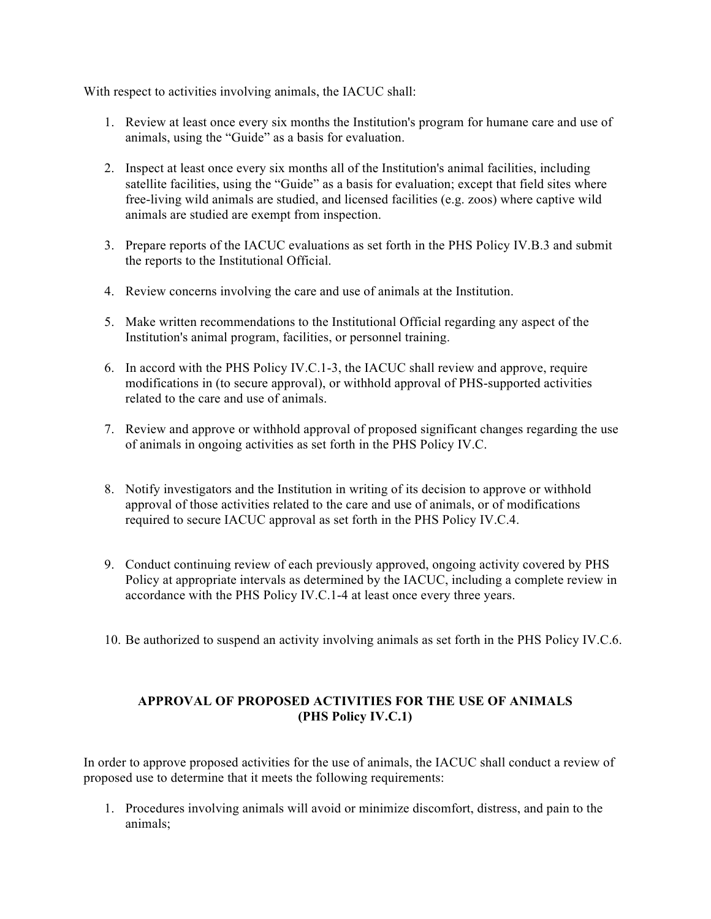With respect to activities involving animals, the IACUC shall:

1. Review at least once every six months the Institution's program for humane care and use of animals, using the "Guide" as a basis for evaluation.

2. Inspect at least once every six months all of the Institution's animal facilities, including satellite facilities, using the "Guide" as a basis for evaluation; except that field sites where free-living wild animals are studied, and licensed facilities (e.g. zoos) where captive wild animals are studied are exempt from inspection.

3. Prepare reports of the IACUC evaluations as set forth in the PHS Policy IV.B.3 and submit the reports to the Institutional Official.

4. Review concerns involving the care and use of animals at the Institution.

5. Make written recommendations to the Institutional Official regarding any aspect of the Institution's animal program, facilities, or personnel training.

6. In accord with the PHS Policy IV.C.1-3, the IACUC shall review and approve, require modifications in (to secure approval), or withhold approval of PHS-supported activities related to the care and use of animals.

7. Review and approve or withhold approval of proposed significant changes regarding the use of animals in ongoing activities as set forth in the PHS Policy IV.C.

8. Notify investigators and the Institution in writing of its decision to approve or withhold approval of those activities related to the care and use of animals, or of modifications required to secure IACUC approval as set forth in the PHS Policy IV.C.4.

9. Conduct continuing review of each previously approved, ongoing activity covered by PHS Policy at appropriate intervals as determined by the IACUC, including a complete review in accordance with the PHS Policy IV.C.1-4 at least once every three years.

10. Be authorized to suspend an activity involving animals as set forth in the PHS Policy IV.C.6.

## APPROVAL OF PROPOSED ACTIVITIES FOR THE USE OF ANIMALS (PHS Policy IV.C.1)

In order to approve proposed activities for the use of animals, the IACUC shall conduct a review of proposed use to determine that it meets the following requirements:

1. Procedures involving animals will avoid or minimize discomfort, distress, and pain to the animals;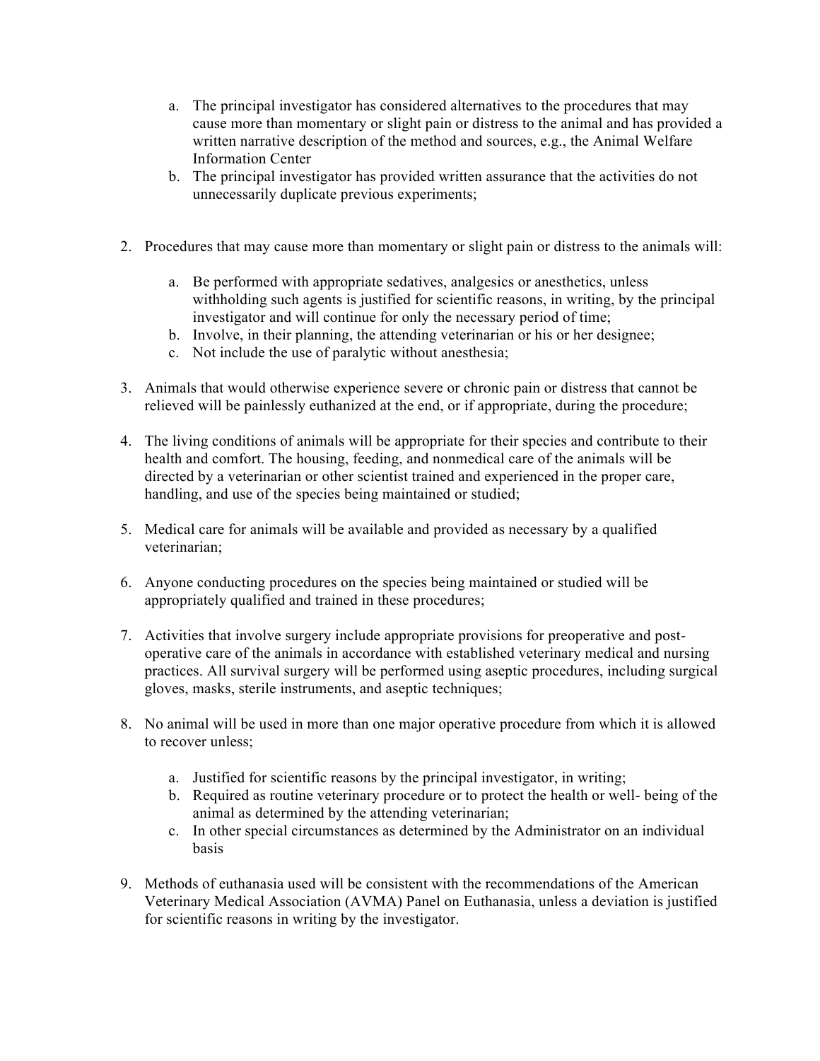a. The principal investigator has considered alternatives to the procedures that may cause more than momentary or slight pain or distress to the animal and has provided a written narrative description of the method and sources, e.g., the Animal Welfare Information Center
   b. The principal investigator has provided written assurance that the activities do not unnecessarily duplicate previous experiments;

2. Procedures that may cause more than momentary or slight pain or distress to the animals will:

   a. Be performed with appropriate sedatives, analgesics or anesthetics, unless withholding such agents is justified for scientific reasons, in writing, by the principal investigator and will continue for only the necessary period of time;
   b. Involve, in their planning, the attending veterinarian or his or her designee;
   c. Not include the use of paralytic without anesthesia;

3. Animals that would otherwise experience severe or chronic pain or distress that cannot be relieved will be painlessly euthanized at the end, or if appropriate, during the procedure;

4. The living conditions of animals will be appropriate for their species and contribute to their health and comfort. The housing, feeding, and nonmedical care of the animals will be directed by a veterinarian or other scientist trained and experienced in the proper care, handling, and use of the species being maintained or studied;

5. Medical care for animals will be available and provided as necessary by a qualified veterinarian;

6. Anyone conducting procedures on the species being maintained or studied will be appropriately qualified and trained in these procedures;

7. Activities that involve surgery include appropriate provisions for preoperative and post-operative care of the animals in accordance with established veterinary medical and nursing practices. All survival surgery will be performed using aseptic procedures, including surgical gloves, masks, sterile instruments, and aseptic techniques;

8. No animal will be used in more than one major operative procedure from which it is allowed to recover unless;

   a. Justified for scientific reasons by the principal investigator, in writing;
   b. Required as routine veterinary procedure or to protect the health or well- being of the animal as determined by the attending veterinarian;
   c. In other special circumstances as determined by the Administrator on an individual basis

9. Methods of euthanasia used will be consistent with the recommendations of the American Veterinary Medical Association (AVMA) Panel on Euthanasia, unless a deviation is justified for scientific reasons in writing by the investigator.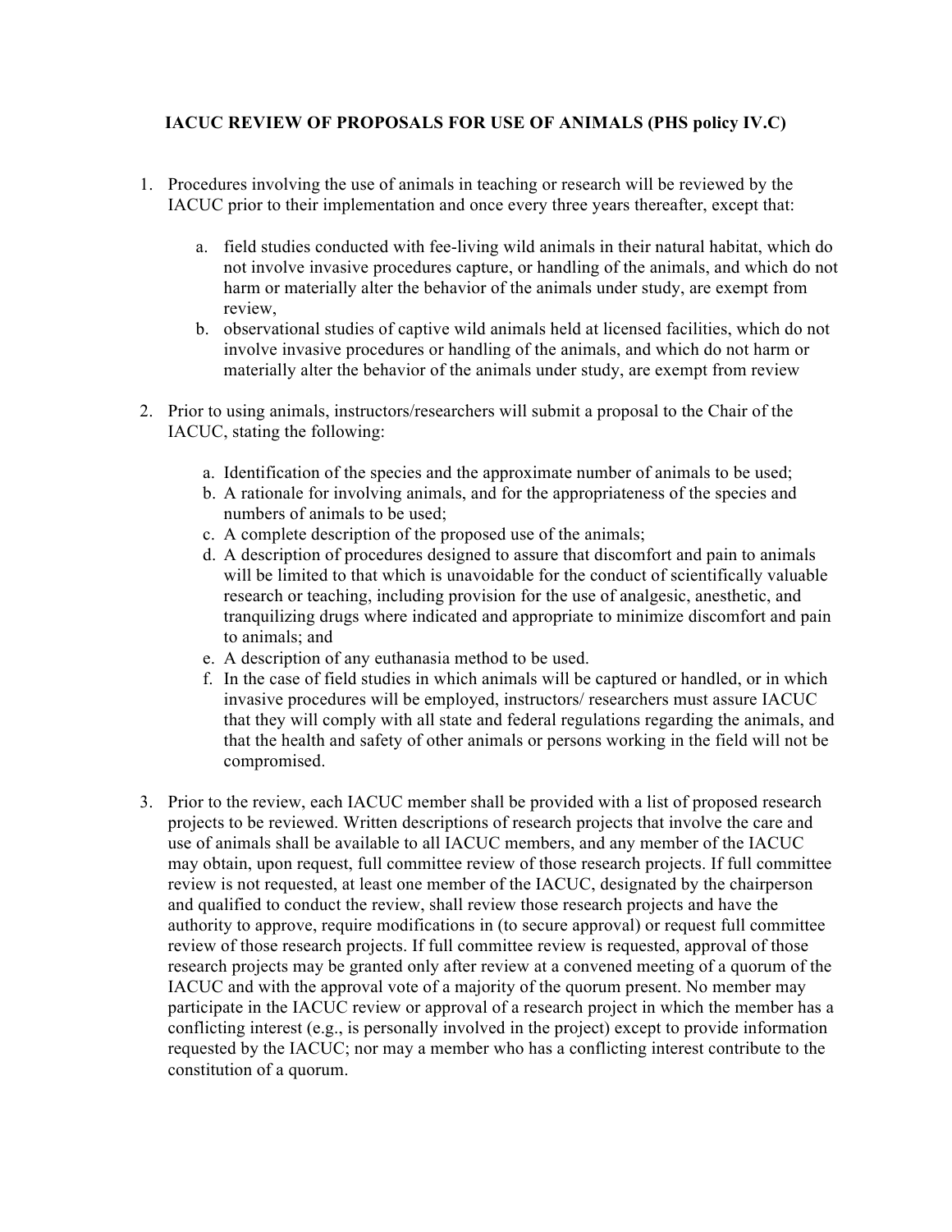**IACUC REVIEW OF PROPOSALS FOR USE OF ANIMALS (PHS policy IV.C)**

1. Procedures involving the use of animals in teaching or research will be reviewed by the IACUC prior to their implementation and once every three years thereafter, except that:

    a. field studies conducted with fee-living wild animals in their natural habitat, which do not involve invasive procedures capture, or handling of the animals, and which do not harm or materially alter the behavior of the animals under study, are exempt from review,
    b. observational studies of captive wild animals held at licensed facilities, which do not involve invasive procedures or handling of the animals, and which do not harm or materially alter the behavior of the animals under study, are exempt from review

2. Prior to using animals, instructors/researchers will submit a proposal to the Chair of the IACUC, stating the following:

    a. Identification of the species and the approximate number of animals to be used;
    b. A rationale for involving animals, and for the appropriateness of the species and numbers of animals to be used;
    c. A complete description of the proposed use of the animals;
    d. A description of procedures designed to assure that discomfort and pain to animals will be limited to that which is unavoidable for the conduct of scientifically valuable research or teaching, including provision for the use of analgesic, anesthetic, and tranquilizing drugs where indicated and appropriate to minimize discomfort and pain to animals; and
    e. A description of any euthanasia method to be used.
    f. In the case of field studies in which animals will be captured or handled, or in which invasive procedures will be employed, instructors/ researchers must assure IACUC that they will comply with all state and federal regulations regarding the animals, and that the health and safety of other animals or persons working in the field will not be compromised.

3. Prior to the review, each IACUC member shall be provided with a list of proposed research projects to be reviewed. Written descriptions of research projects that involve the care and use of animals shall be available to all IACUC members, and any member of the IACUC may obtain, upon request, full committee review of those research projects. If full committee review is not requested, at least one member of the IACUC, designated by the chairperson and qualified to conduct the review, shall review those research projects and have the authority to approve, require modifications in (to secure approval) or request full committee review of those research projects. If full committee review is requested, approval of those research projects may be granted only after review at a convened meeting of a quorum of the IACUC and with the approval vote of a majority of the quorum present. No member may participate in the IACUC review or approval of a research project in which the member has a conflicting interest (e.g., is personally involved in the project) except to provide information requested by the IACUC; nor may a member who has a conflicting interest contribute to the constitution of a quorum.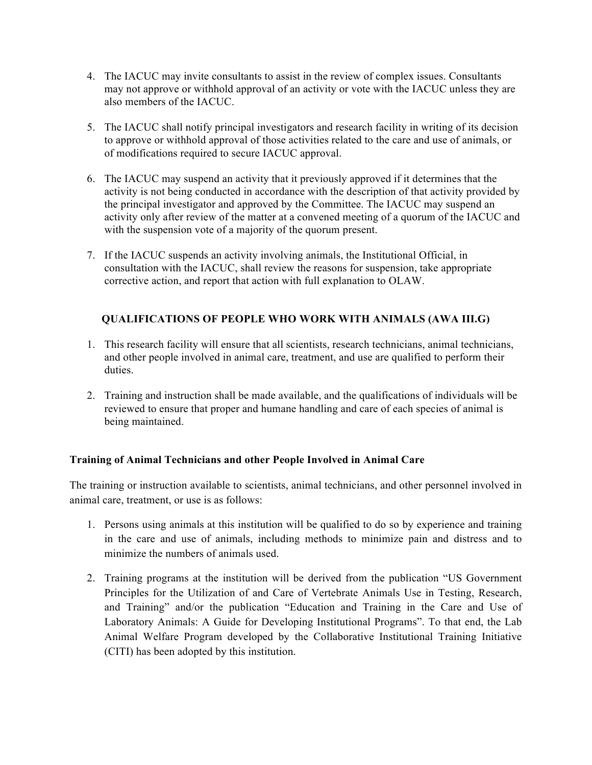4. The IACUC may invite consultants to assist in the review of complex issues. Consultants may not approve or withhold approval of an activity or vote with the IACUC unless they are also members of the IACUC.

5. The IACUC shall notify principal investigators and research facility in writing of its decision to approve or withhold approval of those activities related to the care and use of animals, or of modifications required to secure IACUC approval.

6. The IACUC may suspend an activity that it previously approved if it determines that the activity is not being conducted in accordance with the description of that activity provided by the principal investigator and approved by the Committee. The IACUC may suspend an activity only after review of the matter at a convened meeting of a quorum of the IACUC and with the suspension vote of a majority of the quorum present.

7. If the IACUC suspends an activity involving animals, the Institutional Official, in consultation with the IACUC, shall review the reasons for suspension, take appropriate corrective action, and report that action with full explanation to OLAW.

## QUALIFICATIONS OF PEOPLE WHO WORK WITH ANIMALS (AWA III.G)

1. This research facility will ensure that all scientists, research technicians, animal technicians, and other people involved in animal care, treatment, and use are qualified to perform their duties.

2. Training and instruction shall be made available, and the qualifications of individuals will be reviewed to ensure that proper and humane handling and care of each species of animal is being maintained.

### Training of Animal Technicians and other People Involved in Animal Care

The training or instruction available to scientists, animal technicians, and other personnel involved in animal care, treatment, or use is as follows:

1. Persons using animals at this institution will be qualified to do so by experience and training in the care and use of animals, including methods to minimize pain and distress and to minimize the numbers of animals used.

2. Training programs at the institution will be derived from the publication "US Government Principles for the Utilization of and Care of Vertebrate Animals Use in Testing, Research, and Training" and/or the publication "Education and Training in the Care and Use of Laboratory Animals: A Guide for Developing Institutional Programs". To that end, the Lab Animal Welfare Program developed by the Collaborative Institutional Training Initiative (CITI) has been adopted by this institution.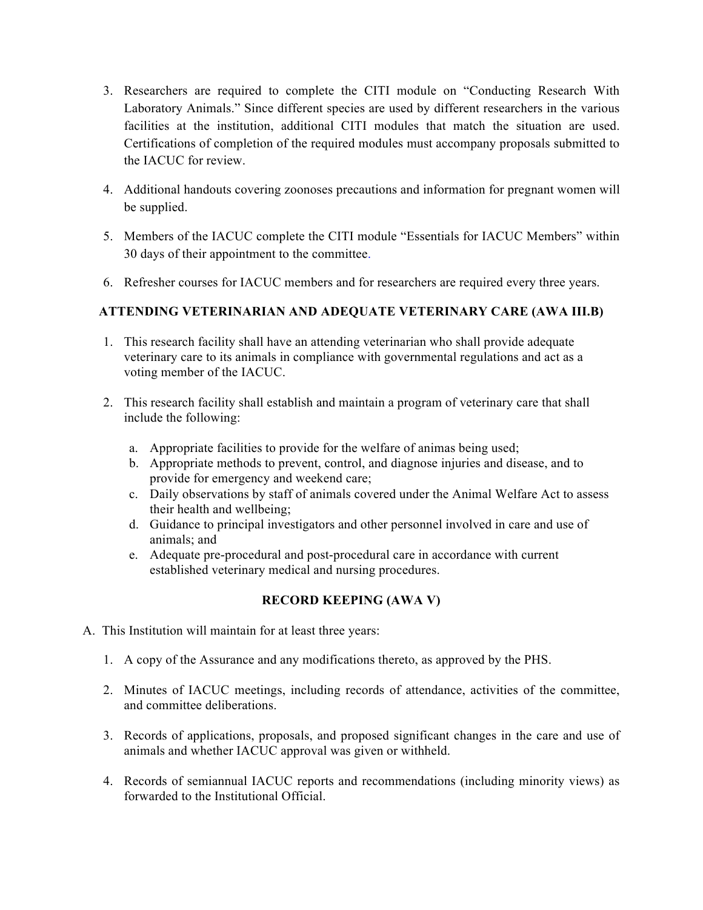3. Researchers are required to complete the CITI module on "Conducting Research With Laboratory Animals." Since different species are used by different researchers in the various facilities at the institution, additional CITI modules that match the situation are used. Certifications of completion of the required modules must accompany proposals submitted to the IACUC for review.

4. Additional handouts covering zoonoses precautions and information for pregnant women will be supplied.

5. Members of the IACUC complete the CITI module "Essentials for IACUC Members" within 30 days of their appointment to the committee.

6. Refresher courses for IACUC members and for researchers are required every three years.

**ATTENDING VETERINARIAN AND ADEQUATE VETERINARY CARE (AWA III.B)**

1. This research facility shall have an attending veterinarian who shall provide adequate veterinary care to its animals in compliance with governmental regulations and act as a voting member of the IACUC.

2. This research facility shall establish and maintain a program of veterinary care that shall include the following:

   a. Appropriate facilities to provide for the welfare of animas being used;
   b. Appropriate methods to prevent, control, and diagnose injuries and disease, and to provide for emergency and weekend care;
   c. Daily observations by staff of animals covered under the Animal Welfare Act to assess their health and wellbeing;
   d. Guidance to principal investigators and other personnel involved in care and use of animals; and
   e. Adequate pre-procedural and post-procedural care in accordance with current established veterinary medical and nursing procedures.

**RECORD KEEPING (AWA V)**

A. This Institution will maintain for at least three years:

   1. A copy of the Assurance and any modifications thereto, as approved by the PHS.

   2. Minutes of IACUC meetings, including records of attendance, activities of the committee, and committee deliberations.

   3. Records of applications, proposals, and proposed significant changes in the care and use of animals and whether IACUC approval was given or withheld.

   4. Records of semiannual IACUC reports and recommendations (including minority views) as forwarded to the Institutional Official.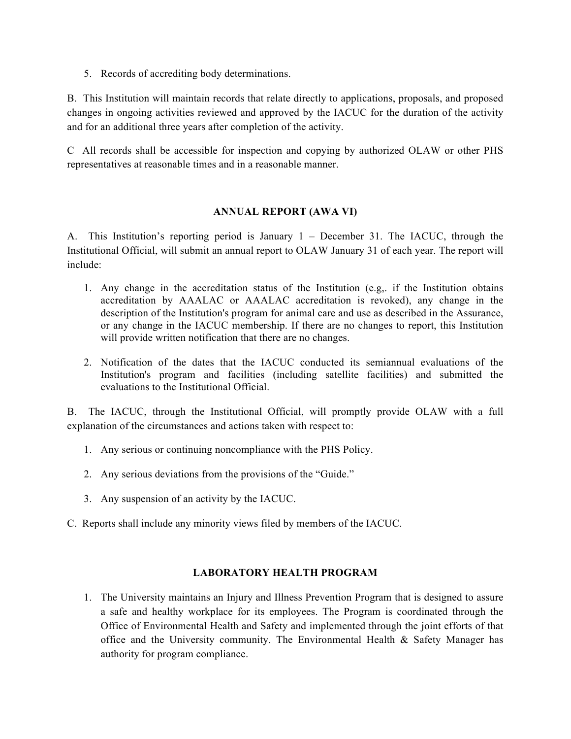5. Records of accrediting body determinations.

B. This Institution will maintain records that relate directly to applications, proposals, and proposed changes in ongoing activities reviewed and approved by the IACUC for the duration of the activity and for an additional three years after completion of the activity.

C All records shall be accessible for inspection and copying by authorized OLAW or other PHS representatives at reasonable times and in a reasonable manner.

## ANNUAL REPORT (AWA VI)

A. This Institution's reporting period is January 1 – December 31. The IACUC, through the Institutional Official, will submit an annual report to OLAW January 31 of each year. The report will include:

1. Any change in the accreditation status of the Institution (e.g,. if the Institution obtains accreditation by AAALAC or AAALAC accreditation is revoked), any change in the description of the Institution's program for animal care and use as described in the Assurance, or any change in the IACUC membership. If there are no changes to report, this Institution will provide written notification that there are no changes.

2. Notification of the dates that the IACUC conducted its semiannual evaluations of the Institution's program and facilities (including satellite facilities) and submitted the evaluations to the Institutional Official.

B. The IACUC, through the Institutional Official, will promptly provide OLAW with a full explanation of the circumstances and actions taken with respect to:

1. Any serious or continuing noncompliance with the PHS Policy.

2. Any serious deviations from the provisions of the "Guide."

3. Any suspension of an activity by the IACUC.

C. Reports shall include any minority views filed by members of the IACUC.

## LABORATORY HEALTH PROGRAM

1. The University maintains an Injury and Illness Prevention Program that is designed to assure a safe and healthy workplace for its employees. The Program is coordinated through the Office of Environmental Health and Safety and implemented through the joint efforts of that office and the University community. The Environmental Health & Safety Manager has authority for program compliance.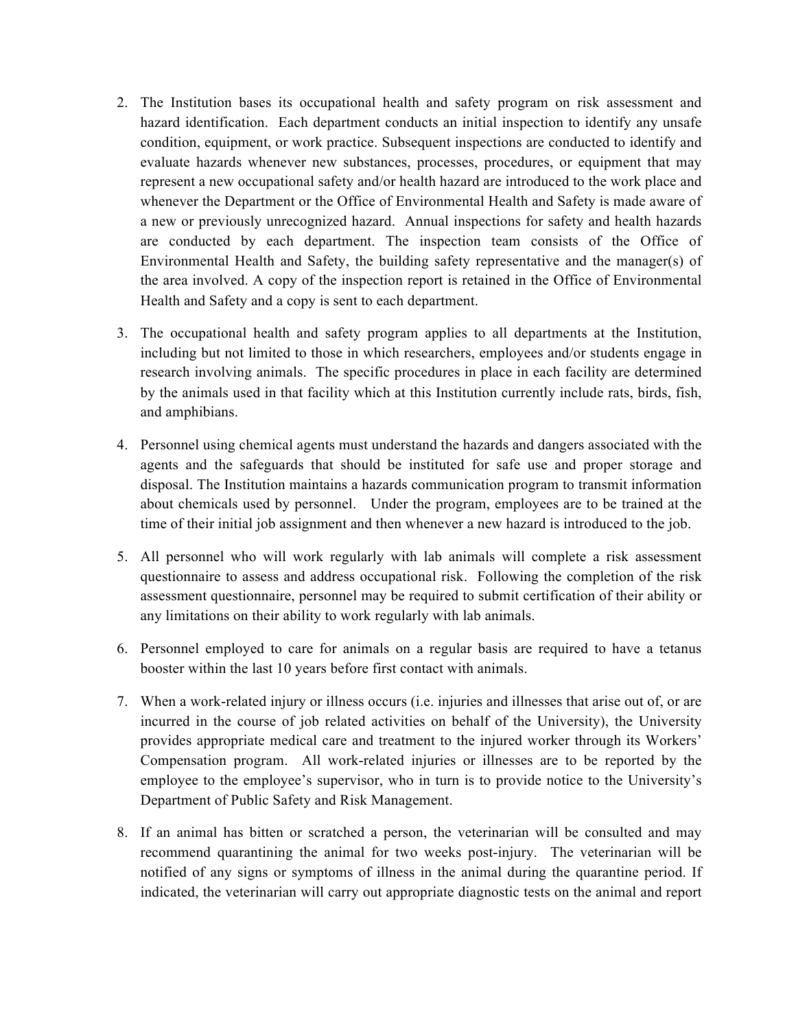2. The Institution bases its occupational health and safety program on risk assessment and hazard identification. Each department conducts an initial inspection to identify any unsafe condition, equipment, or work practice. Subsequent inspections are conducted to identify and evaluate hazards whenever new substances, processes, procedures, or equipment that may represent a new occupational safety and/or health hazard are introduced to the work place and whenever the Department or the Office of Environmental Health and Safety is made aware of a new or previously unrecognized hazard. Annual inspections for safety and health hazards are conducted by each department. The inspection team consists of the Office of Environmental Health and Safety, the building safety representative and the manager(s) of the area involved. A copy of the inspection report is retained in the Office of Environmental Health and Safety and a copy is sent to each department.

3. The occupational health and safety program applies to all departments at the Institution, including but not limited to those in which researchers, employees and/or students engage in research involving animals. The specific procedures in place in each facility are determined by the animals used in that facility which at this Institution currently include rats, birds, fish, and amphibians.

4. Personnel using chemical agents must understand the hazards and dangers associated with the agents and the safeguards that should be instituted for safe use and proper storage and disposal. The Institution maintains a hazards communication program to transmit information about chemicals used by personnel. Under the program, employees are to be trained at the time of their initial job assignment and then whenever a new hazard is introduced to the job.

5. All personnel who will work regularly with lab animals will complete a risk assessment questionnaire to assess and address occupational risk. Following the completion of the risk assessment questionnaire, personnel may be required to submit certification of their ability or any limitations on their ability to work regularly with lab animals.

6. Personnel employed to care for animals on a regular basis are required to have a tetanus booster within the last 10 years before first contact with animals.

7. When a work-related injury or illness occurs (i.e. injuries and illnesses that arise out of, or are incurred in the course of job related activities on behalf of the University), the University provides appropriate medical care and treatment to the injured worker through its Workers' Compensation program. All work-related injuries or illnesses are to be reported by the employee to the employee's supervisor, who in turn is to provide notice to the University's Department of Public Safety and Risk Management.

8. If an animal has bitten or scratched a person, the veterinarian will be consulted and may recommend quarantining the animal for two weeks post-injury. The veterinarian will be notified of any signs or symptoms of illness in the animal during the quarantine period. If indicated, the veterinarian will carry out appropriate diagnostic tests on the animal and report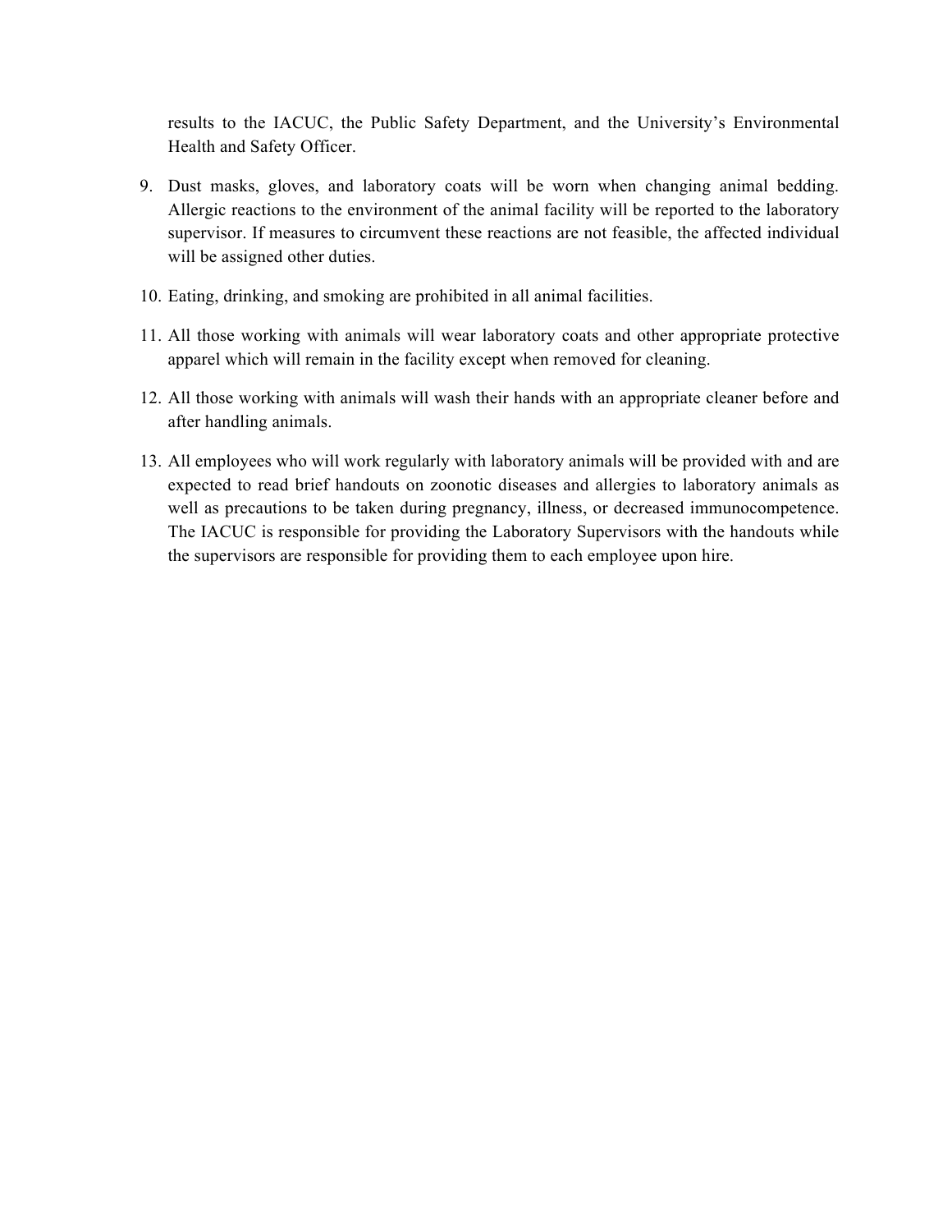results to the IACUC, the Public Safety Department, and the University's Environmental Health and Safety Officer.

9. Dust masks, gloves, and laboratory coats will be worn when changing animal bedding. Allergic reactions to the environment of the animal facility will be reported to the laboratory supervisor. If measures to circumvent these reactions are not feasible, the affected individual will be assigned other duties.
10. Eating, drinking, and smoking are prohibited in all animal facilities.
11. All those working with animals will wear laboratory coats and other appropriate protective apparel which will remain in the facility except when removed for cleaning.
12. All those working with animals will wash their hands with an appropriate cleaner before and after handling animals.
13. All employees who will work regularly with laboratory animals will be provided with and are expected to read brief handouts on zoonotic diseases and allergies to laboratory animals as well as precautions to be taken during pregnancy, illness, or decreased immunocompetence. The IACUC is responsible for providing the Laboratory Supervisors with the handouts while the supervisors are responsible for providing them to each employee upon hire.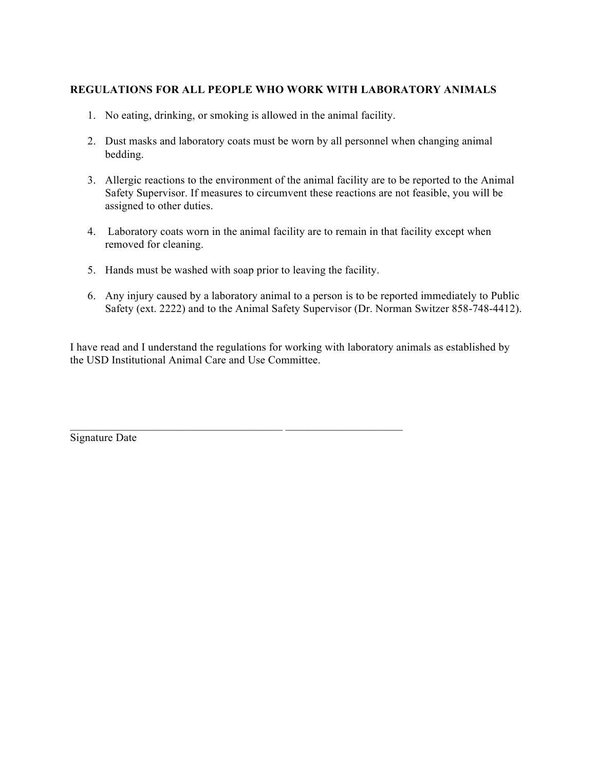**REGULATIONS FOR ALL PEOPLE WHO WORK WITH LABORATORY ANIMALS**

1. No eating, drinking, or smoking is allowed in the animal facility.
2. Dust masks and laboratory coats must be worn by all personnel when changing animal bedding.
3. Allergic reactions to the environment of the animal facility are to be reported to the Animal Safety Supervisor. If measures to circumvent these reactions are not feasible, you will be assigned to other duties.
4. Laboratory coats worn in the animal facility are to remain in that facility except when removed for cleaning.
5. Hands must be washed with soap prior to leaving the facility.
6. Any injury caused by a laboratory animal to a person is to be reported immediately to Public Safety (ext. 2222) and to the Animal Safety Supervisor (Dr. Norman Switzer 858-748-4412).

I have read and I understand the regulations for working with laboratory animals as established by the USD Institutional Animal Care and Use Committee.

_______________________________________ _____________________

Signature Date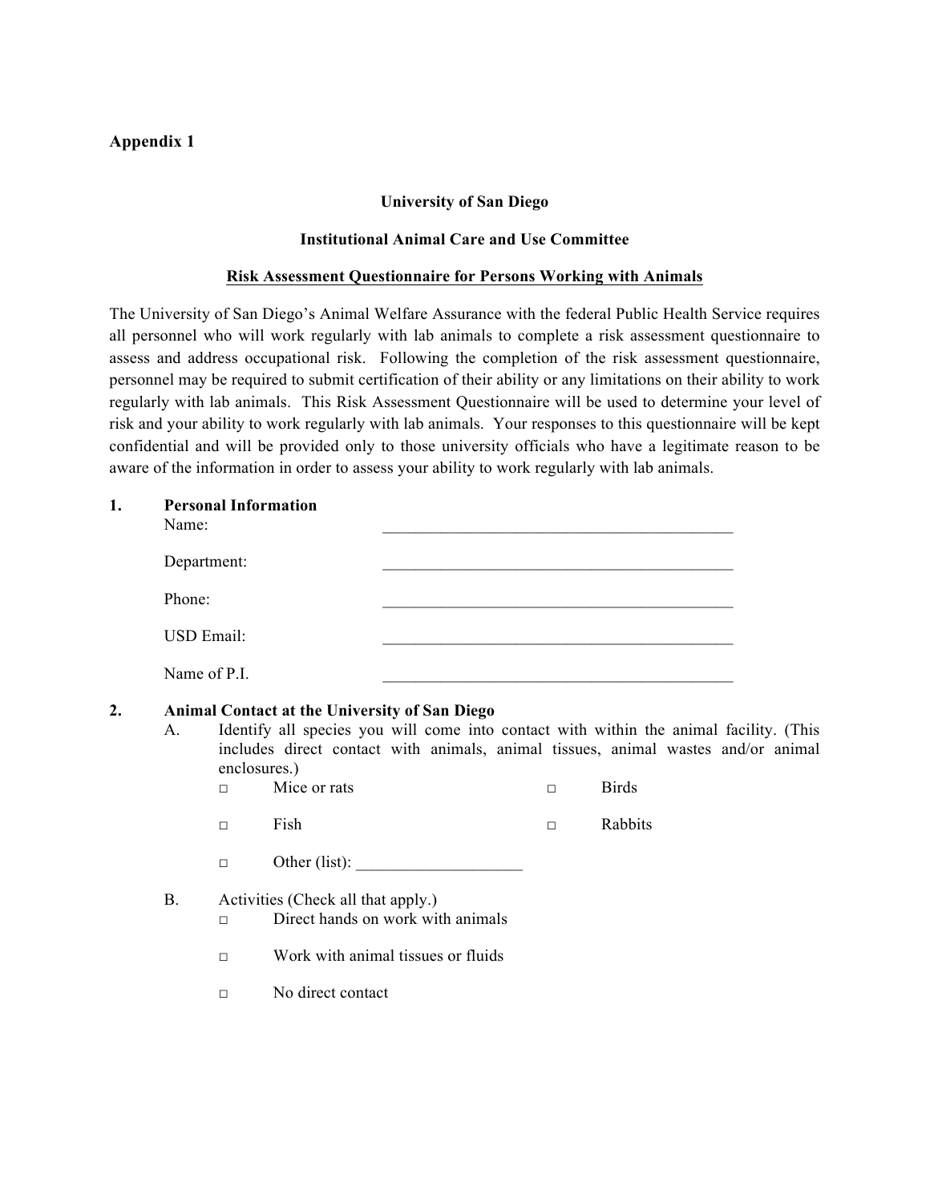**Appendix 1**

**University of San Diego**

**Institutional Animal Care and Use Committee**

**<u>Risk Assessment Questionnaire for Persons Working with Animals</u>**

The University of San Diego's Animal Welfare Assurance with the federal Public Health Service requires all personnel who will work regularly with lab animals to complete a risk assessment questionnaire to assess and address occupational risk. Following the completion of the risk assessment questionnaire, personnel may be required to submit certification of their ability or any limitations on their ability to work regularly with lab animals. This Risk Assessment Questionnaire will be used to determine your level of risk and your ability to work regularly with lab animals. Your responses to this questionnaire will be kept confidential and will be provided only to those university officials who have a legitimate reason to be aware of the information in order to assess your ability to work regularly with lab animals.

**1. Personal Information**

Name: ____________________________________________

Department: ____________________________________________

Phone: ____________________________________________

USD Email: ____________________________________________

Name of P.I. ____________________________________________

**2. Animal Contact at the University of San Diego**

A. Identify all species you will come into contact with within the animal facility. (This includes direct contact with animals, animal tissues, animal wastes and/or animal enclosures.)

- □ Mice or rats
- □ Birds
- □ Fish
- □ Rabbits
- □ Other (list): ____________________

B. Activities (Check all that apply.)

- □ Direct hands on work with animals
- □ Work with animal tissues or fluids
- □ No direct contact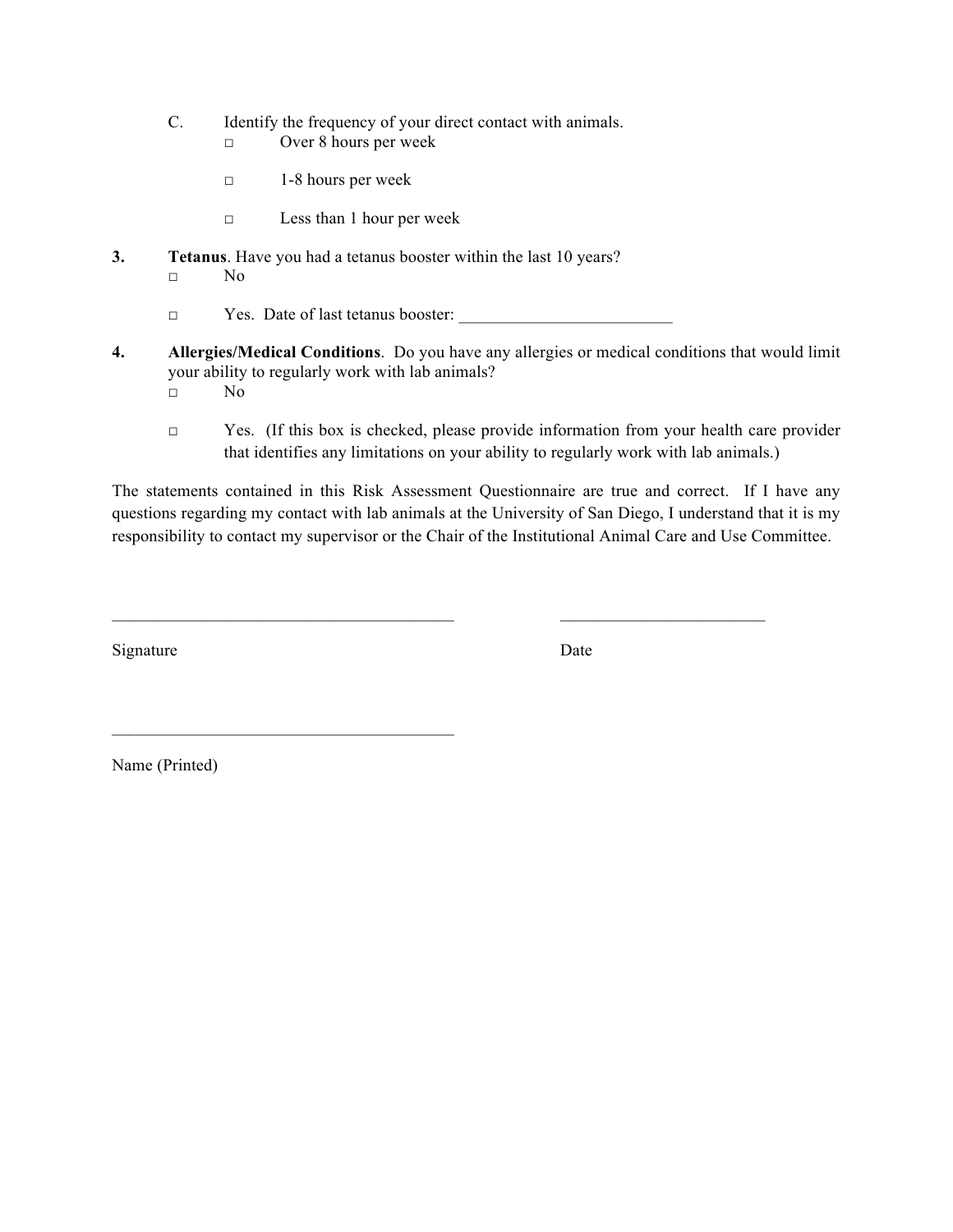C. Identify the frequency of your direct contact with animals.

- □ Over 8 hours per week
- □ 1-8 hours per week
- □ Less than 1 hour per week

**3. Tetanus**. Have you had a tetanus booster within the last 10 years?

- □ No
- □ Yes. Date of last tetanus booster: _________________________

**4. Allergies/Medical Conditions**. Do you have any allergies or medical conditions that would limit your ability to regularly work with lab animals?

- □ No
- □ Yes. (If this box is checked, please provide information from your health care provider that identifies any limitations on your ability to regularly work with lab animals.)

The statements contained in this Risk Assessment Questionnaire are true and correct. If I have any questions regarding my contact with lab animals at the University of San Diego, I understand that it is my responsibility to contact my supervisor or the Chair of the Institutional Animal Care and Use Committee.

________________________________________ ________________________

Signature Date

________________________________________

Name (Printed)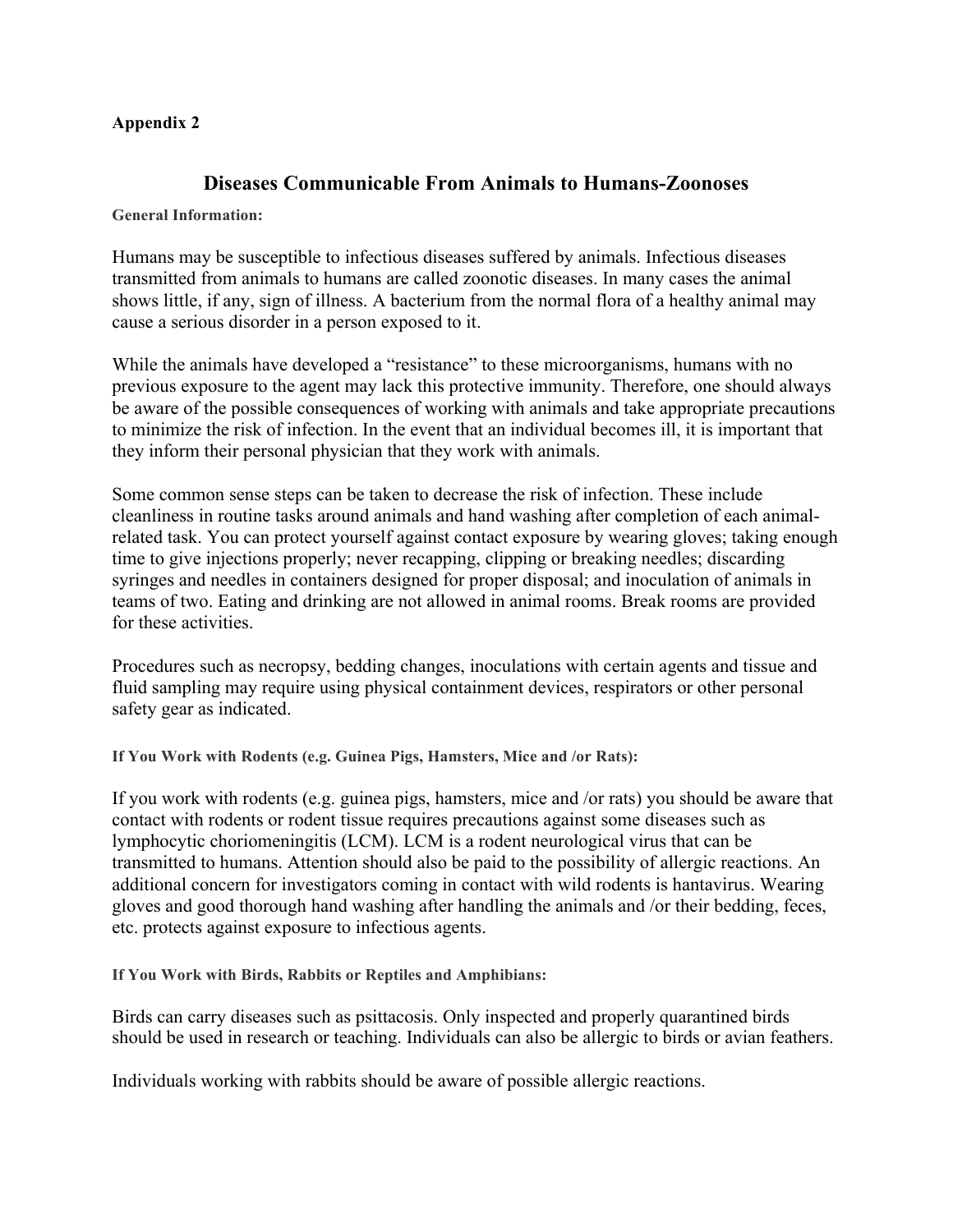**Appendix 2**

# Diseases Communicable From Animals to Humans-Zoonoses

**General Information:**

Humans may be susceptible to infectious diseases suffered by animals. Infectious diseases transmitted from animals to humans are called zoonotic diseases. In many cases the animal shows little, if any, sign of illness. A bacterium from the normal flora of a healthy animal may cause a serious disorder in a person exposed to it.

While the animals have developed a "resistance" to these microorganisms, humans with no previous exposure to the agent may lack this protective immunity. Therefore, one should always be aware of the possible consequences of working with animals and take appropriate precautions to minimize the risk of infection. In the event that an individual becomes ill, it is important that they inform their personal physician that they work with animals.

Some common sense steps can be taken to decrease the risk of infection. These include cleanliness in routine tasks around animals and hand washing after completion of each animal-related task. You can protect yourself against contact exposure by wearing gloves; taking enough time to give injections properly; never recapping, clipping or breaking needles; discarding syringes and needles in containers designed for proper disposal; and inoculation of animals in teams of two. Eating and drinking are not allowed in animal rooms. Break rooms are provided for these activities.

Procedures such as necropsy, bedding changes, inoculations with certain agents and tissue and fluid sampling may require using physical containment devices, respirators or other personal safety gear as indicated.

**If You Work with Rodents (e.g. Guinea Pigs, Hamsters, Mice and /or Rats):**

If you work with rodents (e.g. guinea pigs, hamsters, mice and /or rats) you should be aware that contact with rodents or rodent tissue requires precautions against some diseases such as lymphocytic choriomeningitis (LCM). LCM is a rodent neurological virus that can be transmitted to humans. Attention should also be paid to the possibility of allergic reactions. An additional concern for investigators coming in contact with wild rodents is hantavirus. Wearing gloves and good thorough hand washing after handling the animals and /or their bedding, feces, etc. protects against exposure to infectious agents.

**If You Work with Birds, Rabbits or Reptiles and Amphibians:**

Birds can carry diseases such as psittacosis. Only inspected and properly quarantined birds should be used in research or teaching. Individuals can also be allergic to birds or avian feathers.

Individuals working with rabbits should be aware of possible allergic reactions.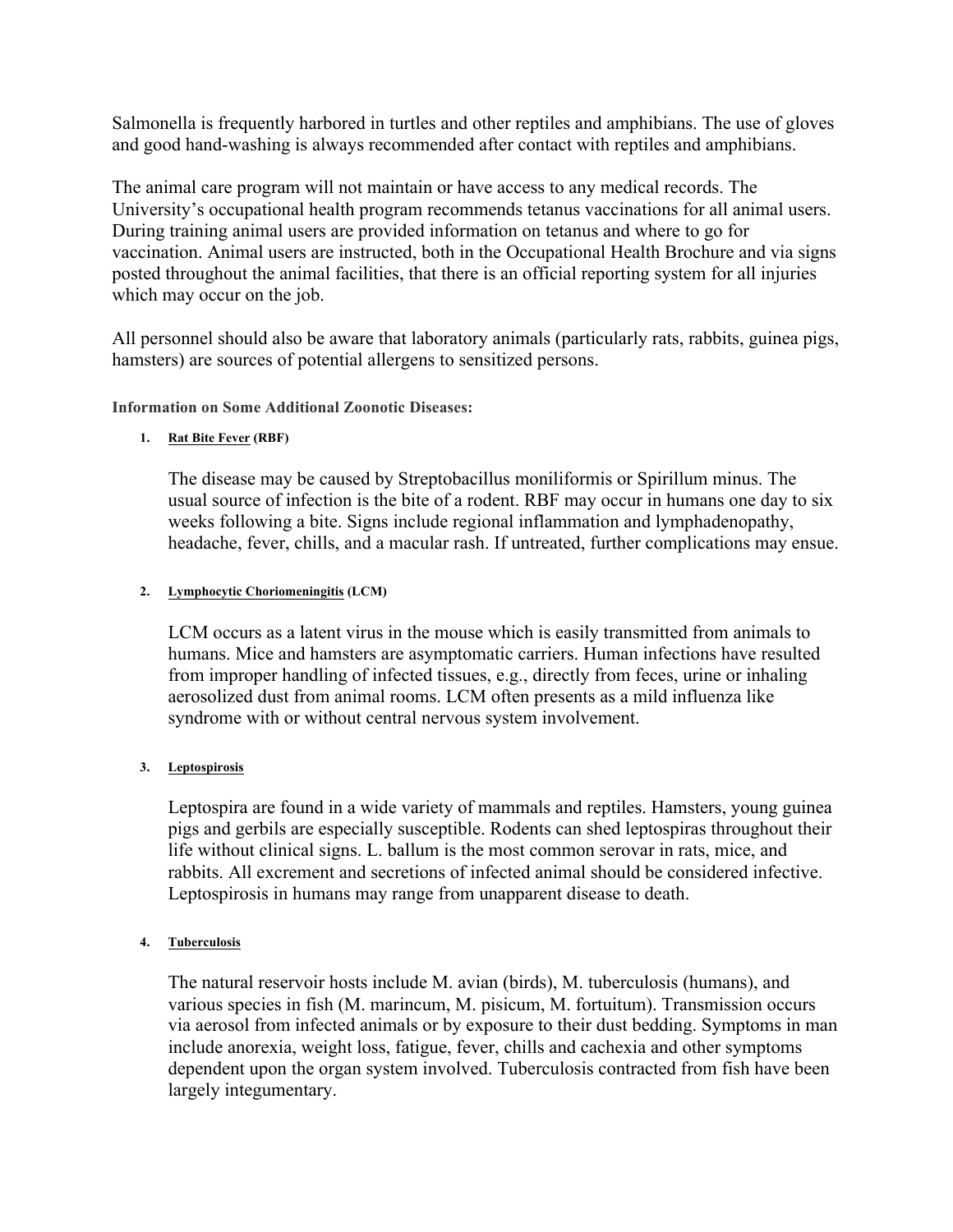Salmonella is frequently harbored in turtles and other reptiles and amphibians. The use of gloves and good hand-washing is always recommended after contact with reptiles and amphibians.

The animal care program will not maintain or have access to any medical records. The University's occupational health program recommends tetanus vaccinations for all animal users. During training animal users are provided information on tetanus and where to go for vaccination. Animal users are instructed, both in the Occupational Health Brochure and via signs posted throughout the animal facilities, that there is an official reporting system for all injuries which may occur on the job.

All personnel should also be aware that laboratory animals (particularly rats, rabbits, guinea pigs, hamsters) are sources of potential allergens to sensitized persons.

**Information on Some Additional Zoonotic Diseases:**

1. **Rat Bite Fever (RBF)**

   The disease may be caused by Streptobacillus moniliformis or Spirillum minus. The usual source of infection is the bite of a rodent. RBF may occur in humans one day to six weeks following a bite. Signs include regional inflammation and lymphadenopathy, headache, fever, chills, and a macular rash. If untreated, further complications may ensue.

2. **Lymphocytic Choriomeningitis (LCM)**

   LCM occurs as a latent virus in the mouse which is easily transmitted from animals to humans. Mice and hamsters are asymptomatic carriers. Human infections have resulted from improper handling of infected tissues, e.g., directly from feces, urine or inhaling aerosolized dust from animal rooms. LCM often presents as a mild influenza like syndrome with or without central nervous system involvement.

3. **Leptospirosis**

   Leptospira are found in a wide variety of mammals and reptiles. Hamsters, young guinea pigs and gerbils are especially susceptible. Rodents can shed leptospiras throughout their life without clinical signs. L. ballum is the most common serovar in rats, mice, and rabbits. All excrement and secretions of infected animal should be considered infective. Leptospirosis in humans may range from unapparent disease to death.

4. **Tuberculosis**

   The natural reservoir hosts include M. avian (birds), M. tuberculosis (humans), and various species in fish (M. marincum, M. pisicum, M. fortuitum). Transmission occurs via aerosol from infected animals or by exposure to their dust bedding. Symptoms in man include anorexia, weight loss, fatigue, fever, chills and cachexia and other symptoms dependent upon the organ system involved. Tuberculosis contracted from fish have been largely integumentary.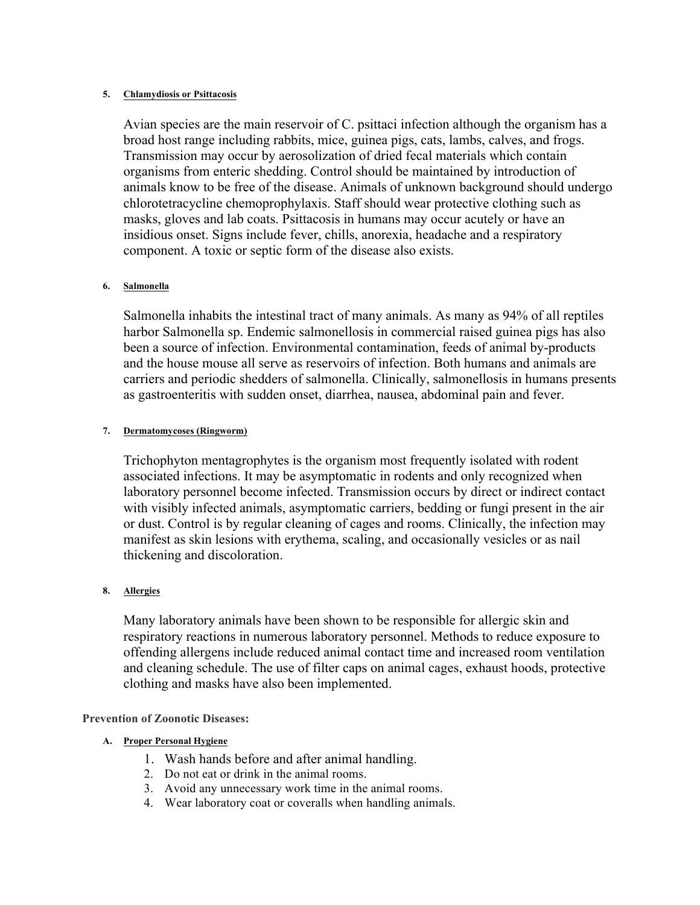#### 5. Chlamydiosis or Psittacosis

Avian species are the main reservoir of C. psittaci infection although the organism has a broad host range including rabbits, mice, guinea pigs, cats, lambs, calves, and frogs. Transmission may occur by aerosolization of dried fecal materials which contain organisms from enteric shedding. Control should be maintained by introduction of animals know to be free of the disease. Animals of unknown background should undergo chlorotetracycline chemoprophylaxis. Staff should wear protective clothing such as masks, gloves and lab coats. Psittacosis in humans may occur acutely or have an insidious onset. Signs include fever, chills, anorexia, headache and a respiratory component. A toxic or septic form of the disease also exists.

#### 6. Salmonella

Salmonella inhabits the intestinal tract of many animals. As many as 94% of all reptiles harbor Salmonella sp. Endemic salmonellosis in commercial raised guinea pigs has also been a source of infection. Environmental contamination, feeds of animal by-products and the house mouse all serve as reservoirs of infection. Both humans and animals are carriers and periodic shedders of salmonella. Clinically, salmonellosis in humans presents as gastroenteritis with sudden onset, diarrhea, nausea, abdominal pain and fever.

#### 7. Dermatomycoses (Ringworm)

Trichophyton mentagrophytes is the organism most frequently isolated with rodent associated infections. It may be asymptomatic in rodents and only recognized when laboratory personnel become infected. Transmission occurs by direct or indirect contact with visibly infected animals, asymptomatic carriers, bedding or fungi present in the air or dust. Control is by regular cleaning of cages and rooms. Clinically, the infection may manifest as skin lesions with erythema, scaling, and occasionally vesicles or as nail thickening and discoloration.

#### 8. Allergies

Many laboratory animals have been shown to be responsible for allergic skin and respiratory reactions in numerous laboratory personnel. Methods to reduce exposure to offending allergens include reduced animal contact time and increased room ventilation and cleaning schedule. The use of filter caps on animal cages, exhaust hoods, protective clothing and masks have also been implemented.

### Prevention of Zoonotic Diseases:

#### A. Proper Personal Hygiene

1. Wash hands before and after animal handling.
2. Do not eat or drink in the animal rooms.
3. Avoid any unnecessary work time in the animal rooms.
4. Wear laboratory coat or coveralls when handling animals.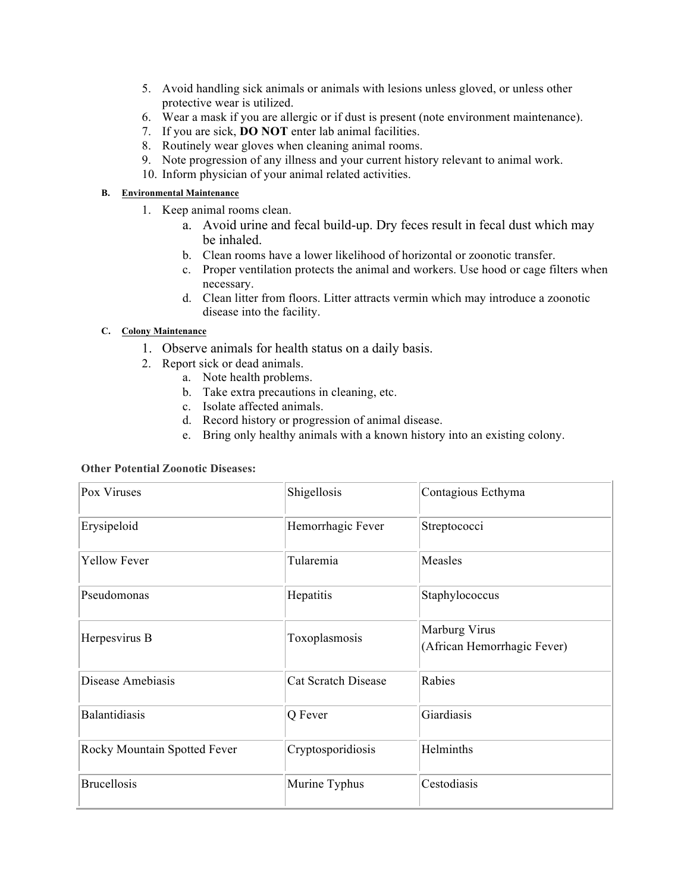5. Avoid handling sick animals or animals with lesions unless gloved, or unless other protective wear is utilized.
6. Wear a mask if you are allergic or if dust is present (note environment maintenance).
7. If you are sick, **DO NOT** enter lab animal facilities.
8. Routinely wear gloves when cleaning animal rooms.
9. Note progression of any illness and your current history relevant to animal work.
10. Inform physician of your animal related activities.

**B. Environmental Maintenance**

1. Keep animal rooms clean.
    a. Avoid urine and fecal build-up. Dry feces result in fecal dust which may be inhaled.
    b. Clean rooms have a lower likelihood of horizontal or zoonotic transfer.
    c. Proper ventilation protects the animal and workers. Use hood or cage filters when necessary.
    d. Clean litter from floors. Litter attracts vermin which may introduce a zoonotic disease into the facility.

**C. Colony Maintenance**

1. Observe animals for health status on a daily basis.
2. Report sick or dead animals.
    a. Note health problems.
    b. Take extra precautions in cleaning, etc.
    c. Isolate affected animals.
    d. Record history or progression of animal disease.
    e. Bring only healthy animals with a known history into an existing colony.

**Other Potential Zoonotic Diseases:**

| | | |
|---|---|---|
| Pox Viruses | Shigellosis | Contagious Ecthyma |
| Erysipeloid | Hemorrhagic Fever | Streptococci |
| Yellow Fever | Tularemia | Measles |
| Pseudomonas | Hepatitis | Staphylococcus |
| Herpesvirus B | Toxoplasmosis | Marburg Virus (African Hemorrhagic Fever) |
| Disease Amebiasis | Cat Scratch Disease | Rabies |
| Balantidiasis | Q Fever | Giardiasis |
| Rocky Mountain Spotted Fever | Cryptosporidiosis | Helminths |
| Brucellosis | Murine Typhus | Cestodiasis |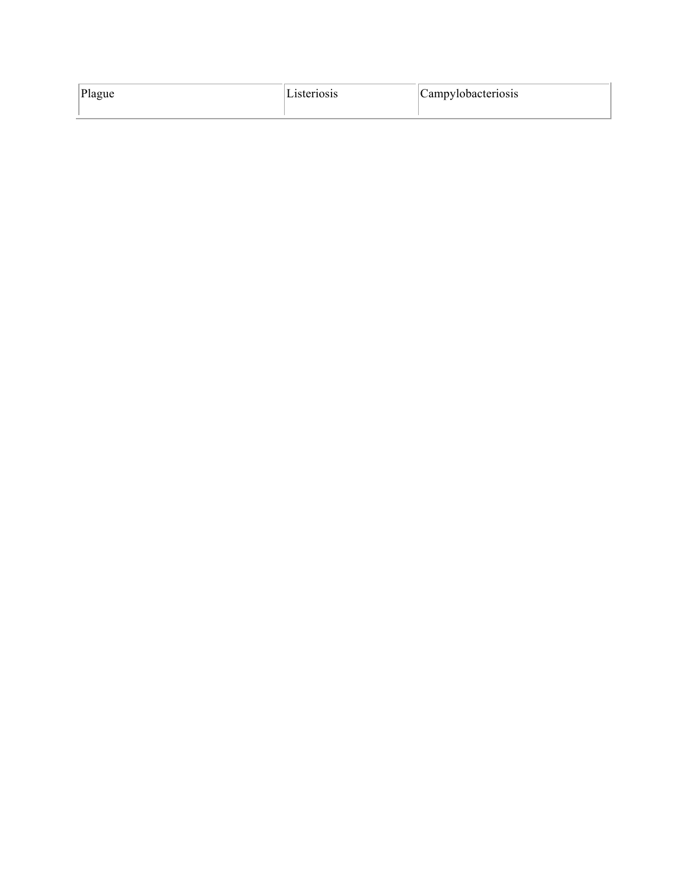| Plague | Listeriosis | Campylobacteriosis |
| --- | --- | --- |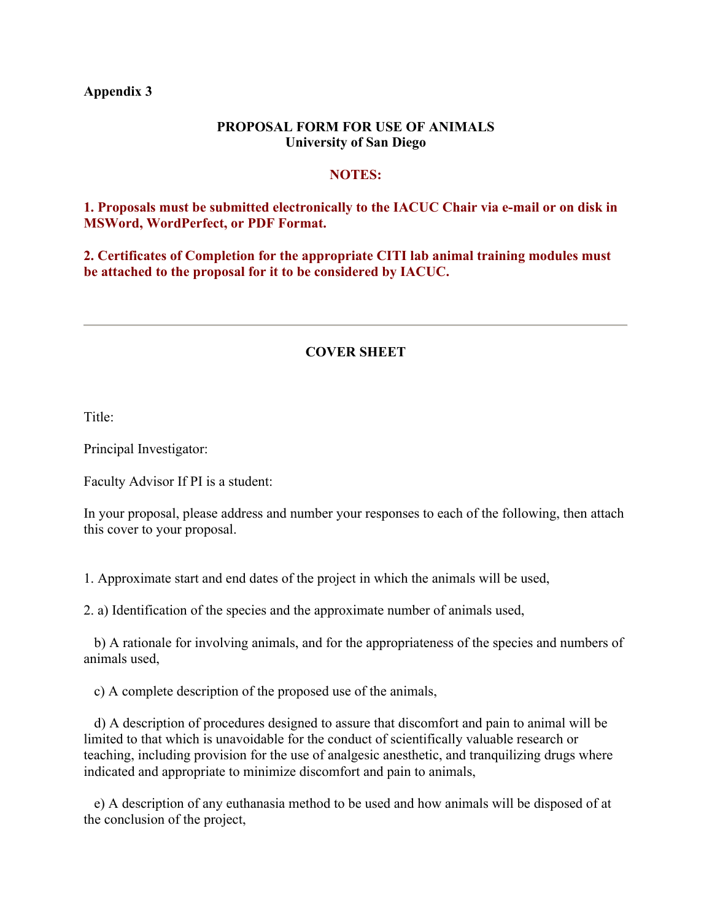**Appendix 3**

## PROPOSAL FORM FOR USE OF ANIMALS
**University of San Diego**

**NOTES:**

**1. Proposals must be submitted electronically to the IACUC Chair via e-mail or on disk in MSWord, WordPerfect, or PDF Format.**

**2. Certificates of Completion for the appropriate CITI lab animal training modules must be attached to the proposal for it to be considered by IACUC.**

---

### COVER SHEET

Title:

Principal Investigator:

Faculty Advisor If PI is a student:

In your proposal, please address and number your responses to each of the following, then attach this cover to your proposal.

1. Approximate start and end dates of the project in which the animals will be used,

2. a) Identification of the species and the approximate number of animals used,

   b) A rationale for involving animals, and for the appropriateness of the species and numbers of animals used,

   c) A complete description of the proposed use of the animals,

   d) A description of procedures designed to assure that discomfort and pain to animal will be limited to that which is unavoidable for the conduct of scientifically valuable research or teaching, including provision for the use of analgesic anesthetic, and tranquilizing drugs where indicated and appropriate to minimize discomfort and pain to animals,

   e) A description of any euthanasia method to be used and how animals will be disposed of at the conclusion of the project,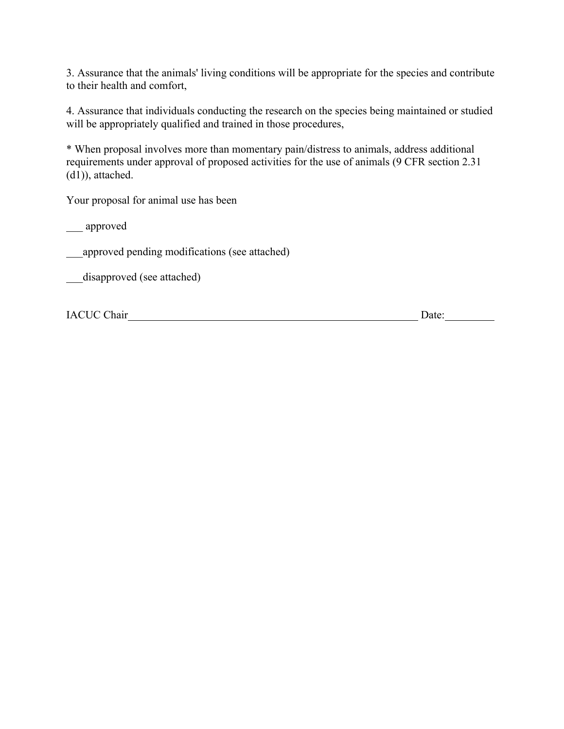3. Assurance that the animals' living conditions will be appropriate for the species and contribute to their health and comfort,

4. Assurance that individuals conducting the research on the species being maintained or studied will be appropriately qualified and trained in those procedures,

* When proposal involves more than momentary pain/distress to animals, address additional requirements under approval of proposed activities for the use of animals (9 CFR section 2.31 (d1)), attached.

Your proposal for animal use has been

___ approved

___approved pending modifications (see attached)

___disapproved (see attached)

IACUC Chair________________________________________________________ Date:_________